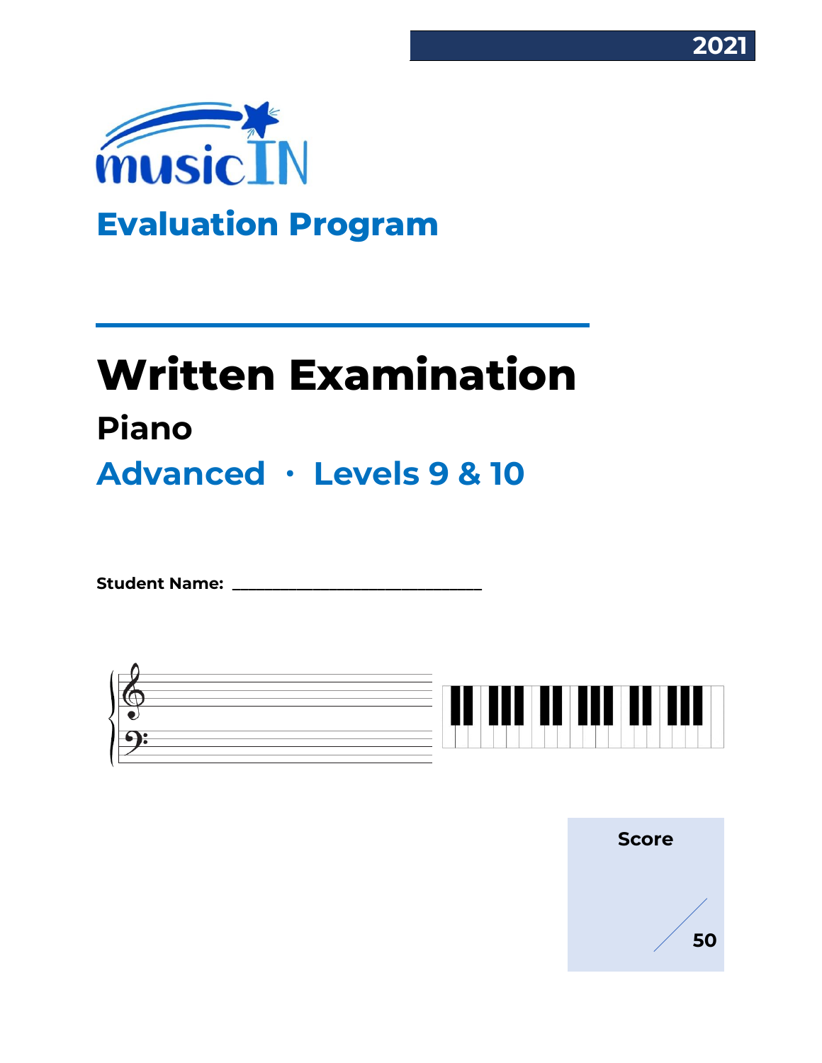2021

musicIN

## Evaluation Program

# Written Examination

## Piano

## Advanced · Levels 9 & 10

**Student Name:** ________________________________

**Score**

/ 50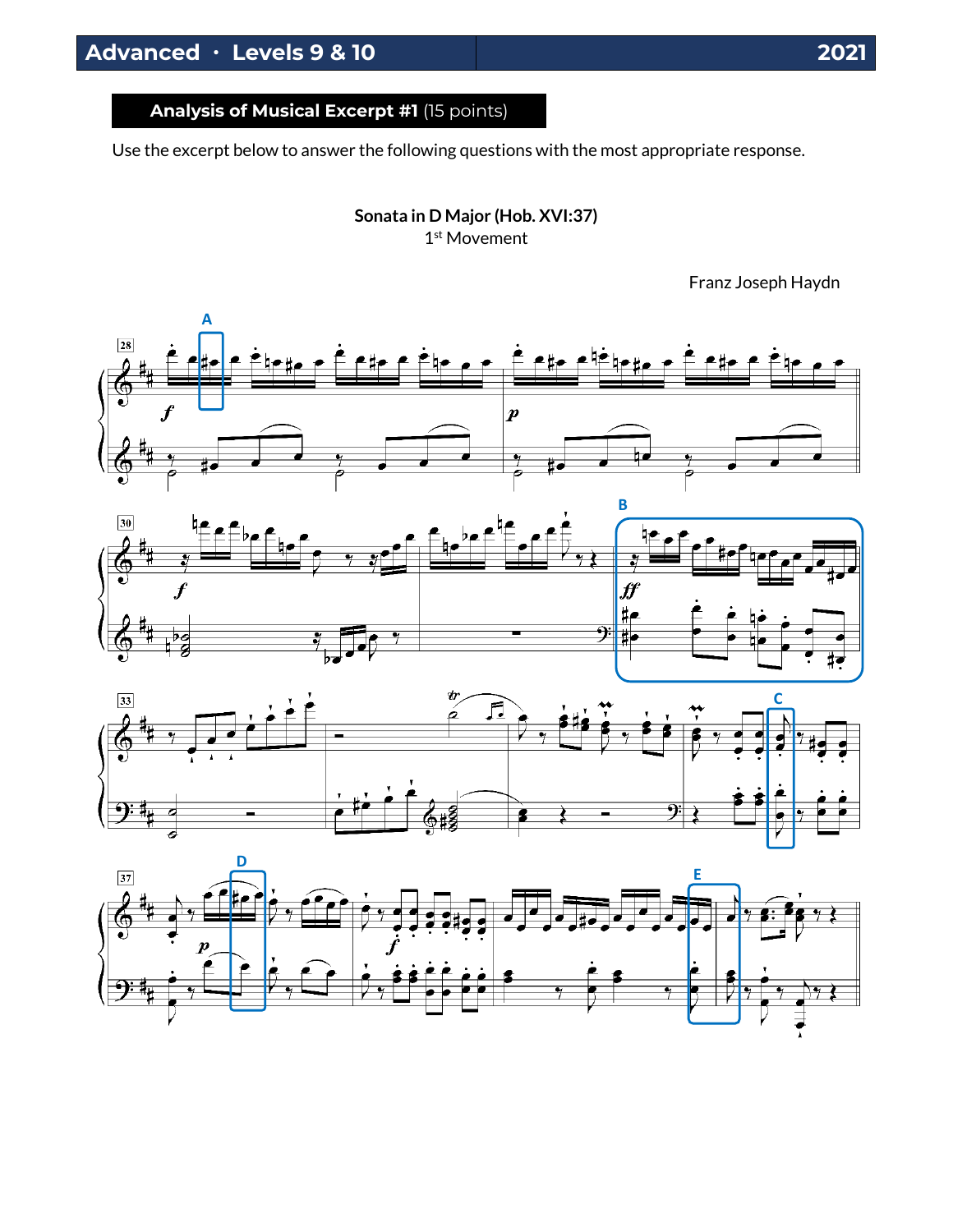## Analysis of Musical Excerpt #1 (15 points)

Use the excerpt below to answer the following questions with the most appropriate response.

**Sonata in D Major (Hob. XVI:37)**
1st Movement

Franz Joseph Haydn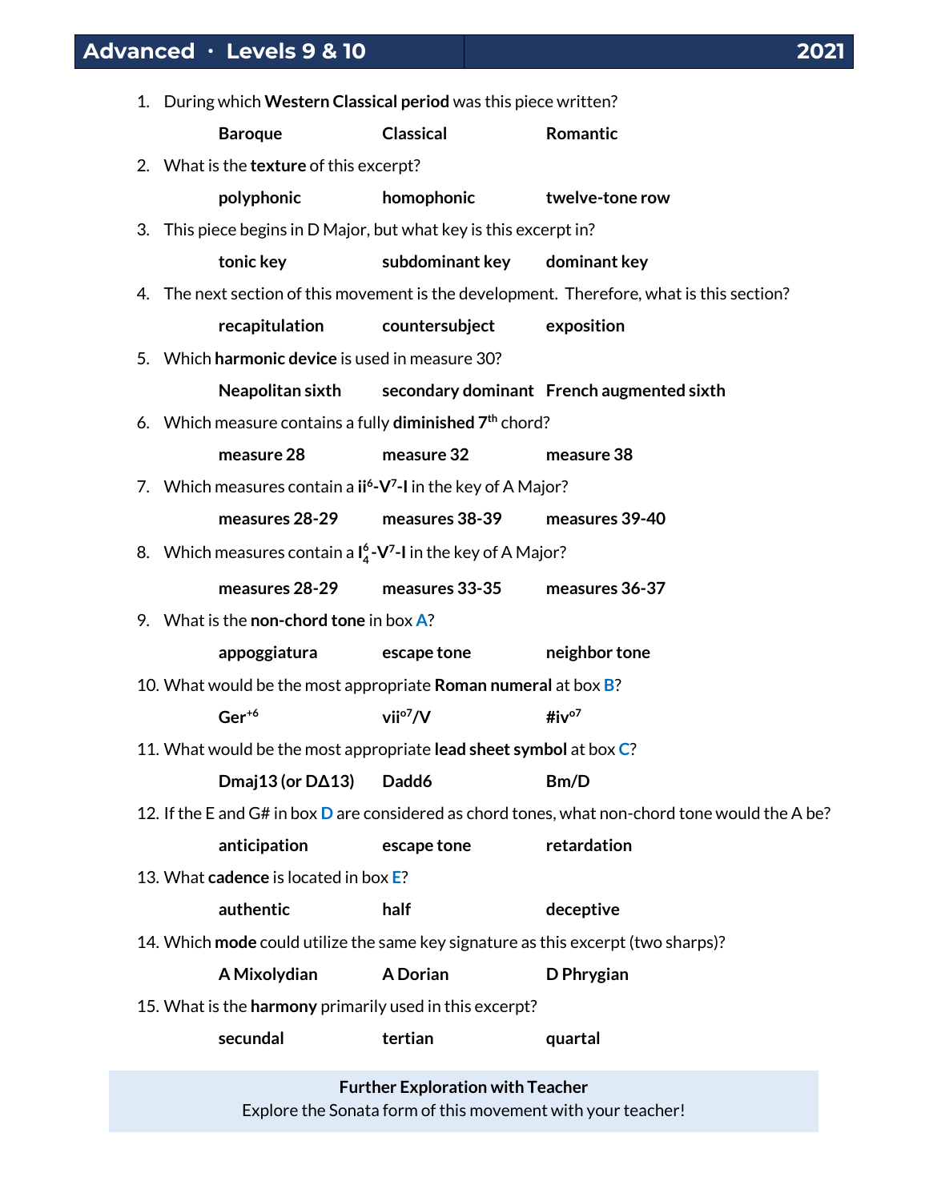# Advanced · Levels 9 & 10 2021

1. During which **Western Classical period** was this piece written?

   **Baroque** **Classical** **Romantic**

2. What is the **texture** of this excerpt?

   **polyphonic** **homophonic** **twelve-tone row**

3. This piece begins in D Major, but what key is this excerpt in?

   **tonic key** **subdominant key** **dominant key**

4. The next section of this movement is the development. Therefore, what is this section?

   **recapitulation** **countersubject** **exposition**

5. Which **harmonic device** is used in measure 30?

   **Neapolitan sixth** **secondary dominant** **French augmented sixth**

6. Which measure contains a fully **diminished 7th** chord?

   **measure 28** **measure 32** **measure 38**

7. Which measures contain a **$ii^6$-$V^7$-I** in the key of A Major?

   **measures 28-29** **measures 38-39** **measures 39-40**

8. Which measures contain a **$I^6_4$-$V^7$-I** in the key of A Major?

   **measures 28-29** **measures 33-35** **measures 36-37**

9. What is the **non-chord tone** in box **A**?

   **appoggiatura** **escape tone** **neighbor tone**

10. What would be the most appropriate **Roman numeral** at box **B**?

    **$Ger^{+6}$** **$vii^{o7}/V$** **$\#iv^{o7}$**

11. What would be the most appropriate **lead sheet symbol** at box **C**?

    **Dmaj13 (or DΔ13)** **Dadd6** **Bm/D**

12. If the E and G# in box **D** are considered as chord tones, what non-chord tone would the A be?

    **anticipation** **escape tone** **retardation**

13. What **cadence** is located in box **E**?

    **authentic** **half** **deceptive**

14. Which **mode** could utilize the same key signature as this excerpt (two sharps)?

    **A Mixolydian** **A Dorian** **D Phrygian**

15. What is the **harmony** primarily used in this excerpt?

    **secundal** **tertian** **quartal**

**Further Exploration with Teacher**

Explore the Sonata form of this movement with your teacher!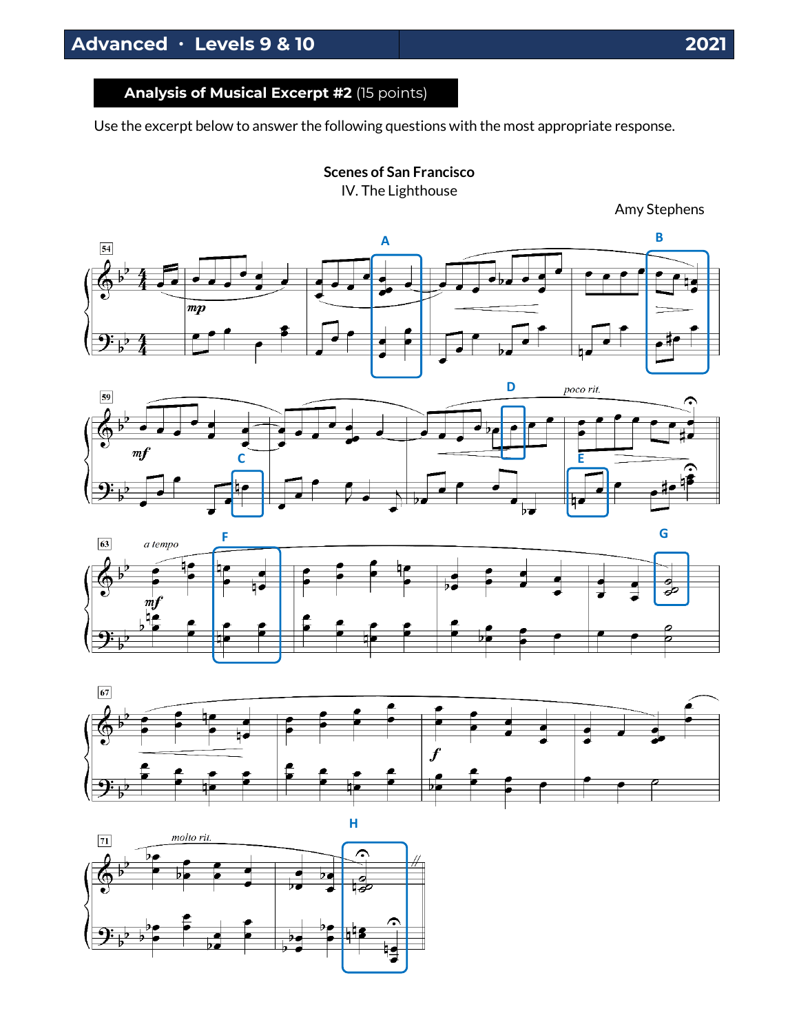## Analysis of Musical Excerpt #2 (15 points)

Use the excerpt below to answer the following questions with the most appropriate response.

**Scenes of San Francisco**

IV. The Lighthouse

Amy Stephens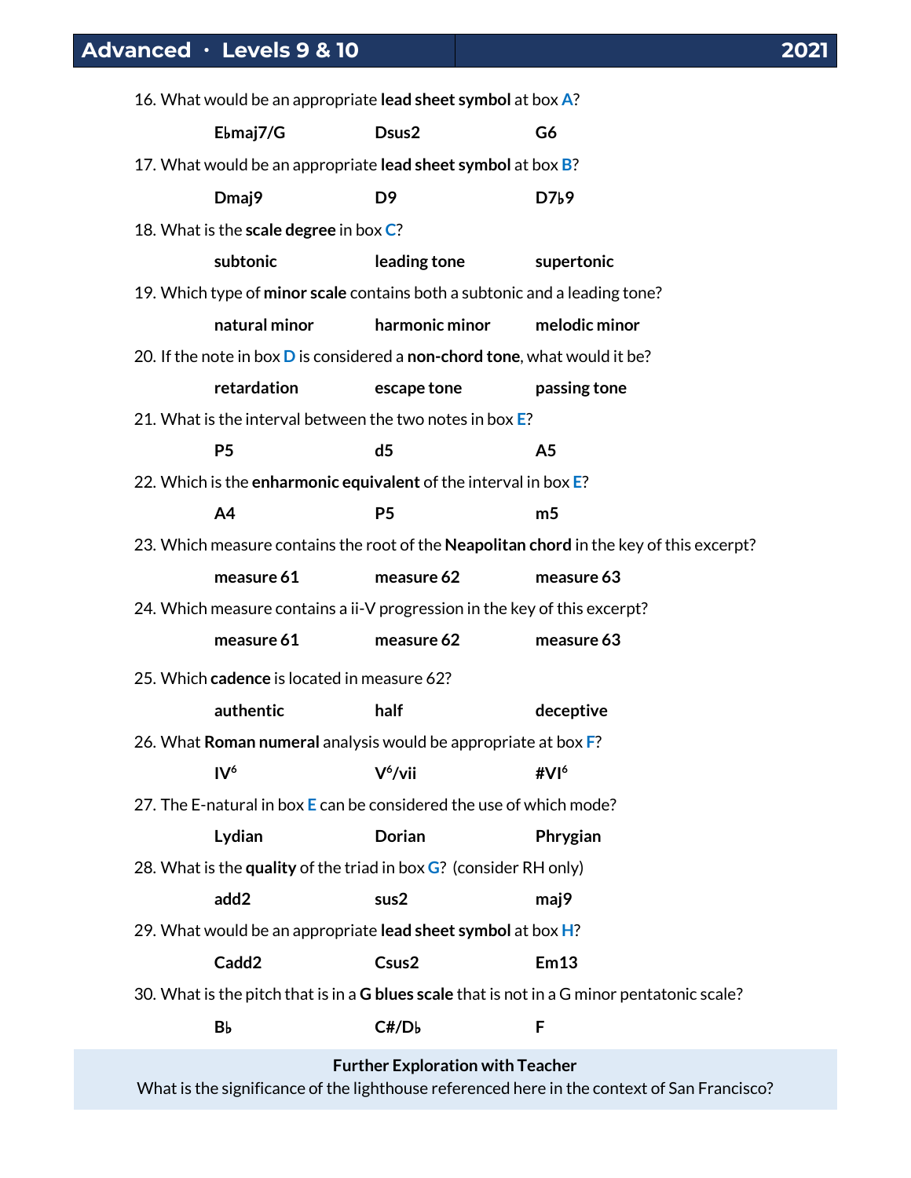16. What would be an appropriate **lead sheet symbol** at box **A**?

    **E♭maj7/G** **Dsus2** **G6**

17. What would be an appropriate **lead sheet symbol** at box **B**?

    **Dmaj9** **D9** **D7♭9**

18. What is the **scale degree** in box **C**?

    **subtonic** **leading tone** **supertonic**

19. Which type of **minor scale** contains both a subtonic and a leading tone?

    **natural minor** **harmonic minor** **melodic minor**

20. If the note in box **D** is considered a **non-chord tone**, what would it be?

    **retardation** **escape tone** **passing tone**

21. What is the interval between the two notes in box **E**?

    **P5** **d5** **A5**

22. Which is the **enharmonic equivalent** of the interval in box **E**?

    **A4** **P5** **m5**

23. Which measure contains the root of the **Neapolitan chord** in the key of this excerpt?

    **measure 61** **measure 62** **measure 63**

24. Which measure contains a ii-V progression in the key of this excerpt?

    **measure 61** **measure 62** **measure 63**

25. Which **cadence** is located in measure 62?

    **authentic** **half** **deceptive**

26. What **Roman numeral** analysis would be appropriate at box **F**?

    **$IV^6$** **$V^6$/vii** **#$VI^6$**

27. The E-natural in box **E** can be considered the use of which mode?

    **Lydian** **Dorian** **Phrygian**

28. What is the **quality** of the triad in box **G**? (consider RH only)

    **add2** **sus2** **maj9**

29. What would be an appropriate **lead sheet symbol** at box **H**?

    **Cadd2** **Csus2** **Em13**

30. What is the pitch that is in a **G blues scale** that is not in a G minor pentatonic scale?

    **B♭** **C#/D♭** **F**

**Further Exploration with Teacher**

What is the significance of the lighthouse referenced here in the context of San Francisco?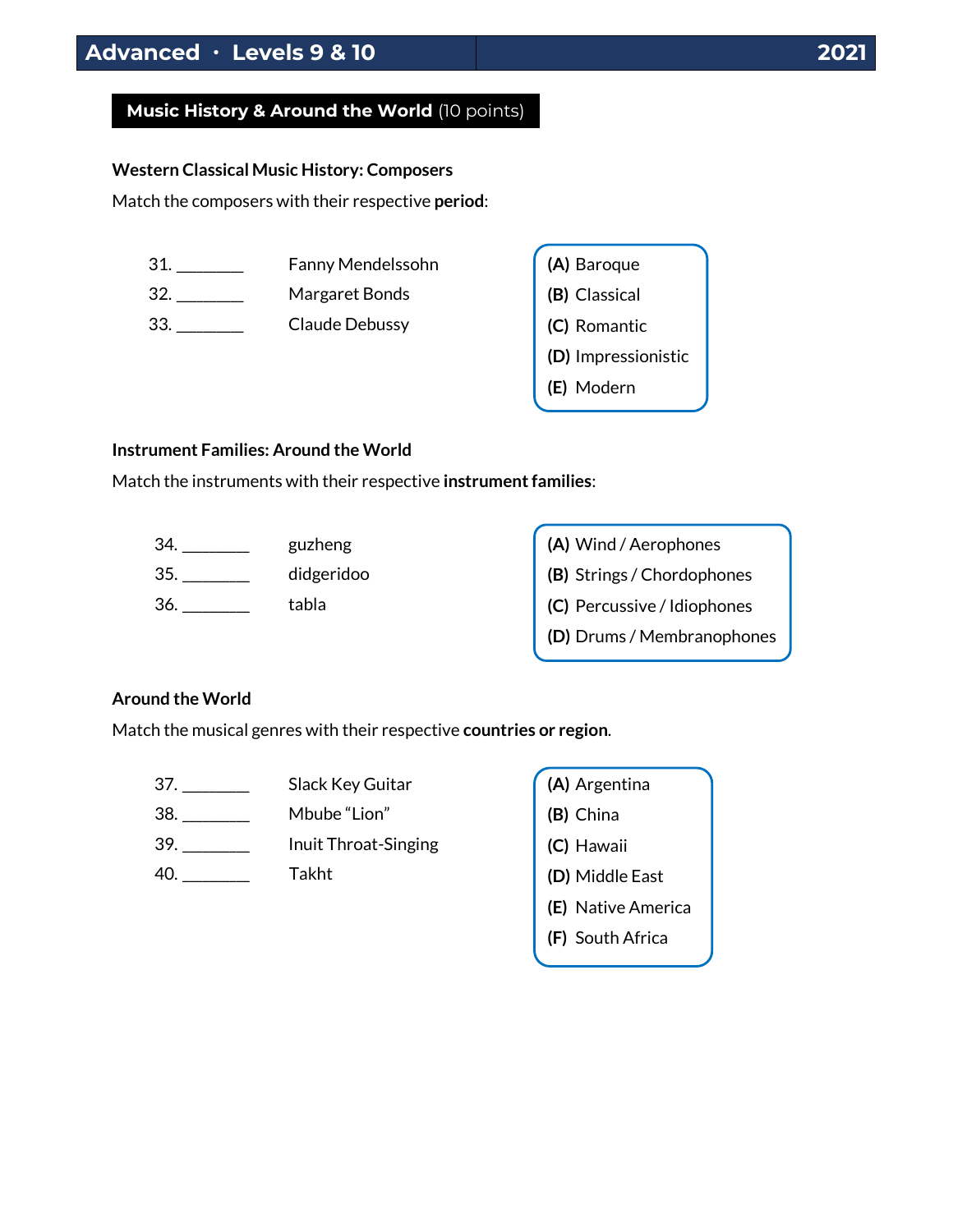## Music History & Around the World (10 points)

### Western Classical Music History: Composers

Match the composers with their respective **period**:

31. ________ Fanny Mendelssohn
32. ________ Margaret Bonds
33. ________ Claude Debussy

**(A)** Baroque
**(B)** Classical
**(C)** Romantic
**(D)** Impressionistic
**(E)** Modern

### Instrument Families: Around the World

Match the instruments with their respective **instrument families**:

34. ________ guzheng
35. ________ didgeridoo
36. ________ tabla

**(A)** Wind / Aerophones
**(B)** Strings / Chordophones
**(C)** Percussive / Idiophones
**(D)** Drums / Membranophones

### Around the World

Match the musical genres with their respective **countries or region**.

37. ________ Slack Key Guitar
38. ________ Mbube "Lion"
39. ________ Inuit Throat-Singing
40. ________ Takht

**(A)** Argentina
**(B)** China
**(C)** Hawaii
**(D)** Middle East
**(E)** Native America
**(F)** South Africa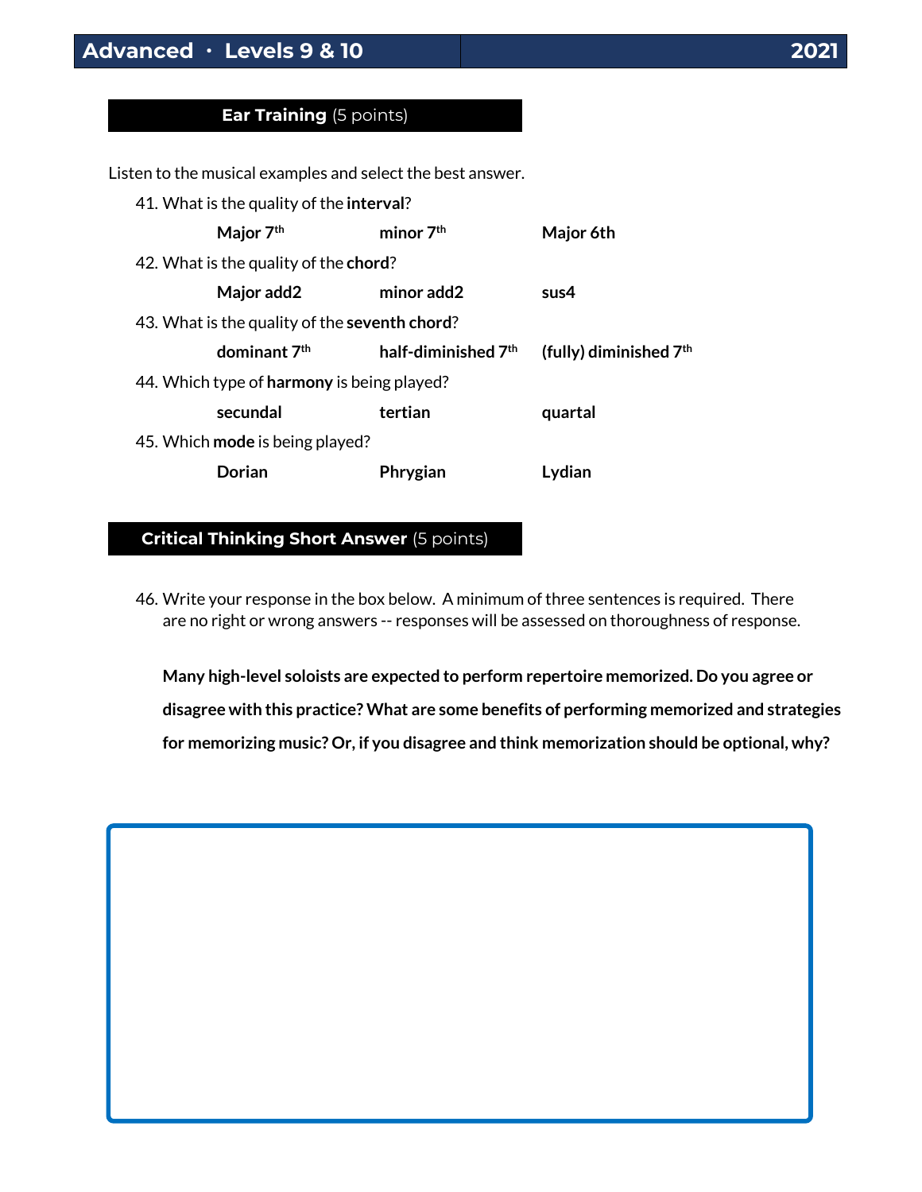## Ear Training (5 points)

Listen to the musical examples and select the best answer.

41. What is the quality of the **interval**?

    **Major 7th** **minor 7th** **Major 6th**

42. What is the quality of the **chord**?

    **Major add2** **minor add2** **sus4**

43. What is the quality of the **seventh chord**?

    **dominant 7th** **half-diminished 7th** **(fully) diminished 7th**

44. Which type of **harmony** is being played?

    **secundal** **tertian** **quartal**

45. Which **mode** is being played?

    **Dorian** **Phrygian** **Lydian**

## Critical Thinking Short Answer (5 points)

46. Write your response in the box below. A minimum of three sentences is required. There are no right or wrong answers -- responses will be assessed on thoroughness of response.

    **Many high-level soloists are expected to perform repertoire memorized. Do you agree or disagree with this practice? What are some benefits of performing memorized and strategies for memorizing music? Or, if you disagree and think memorization should be optional, why?**